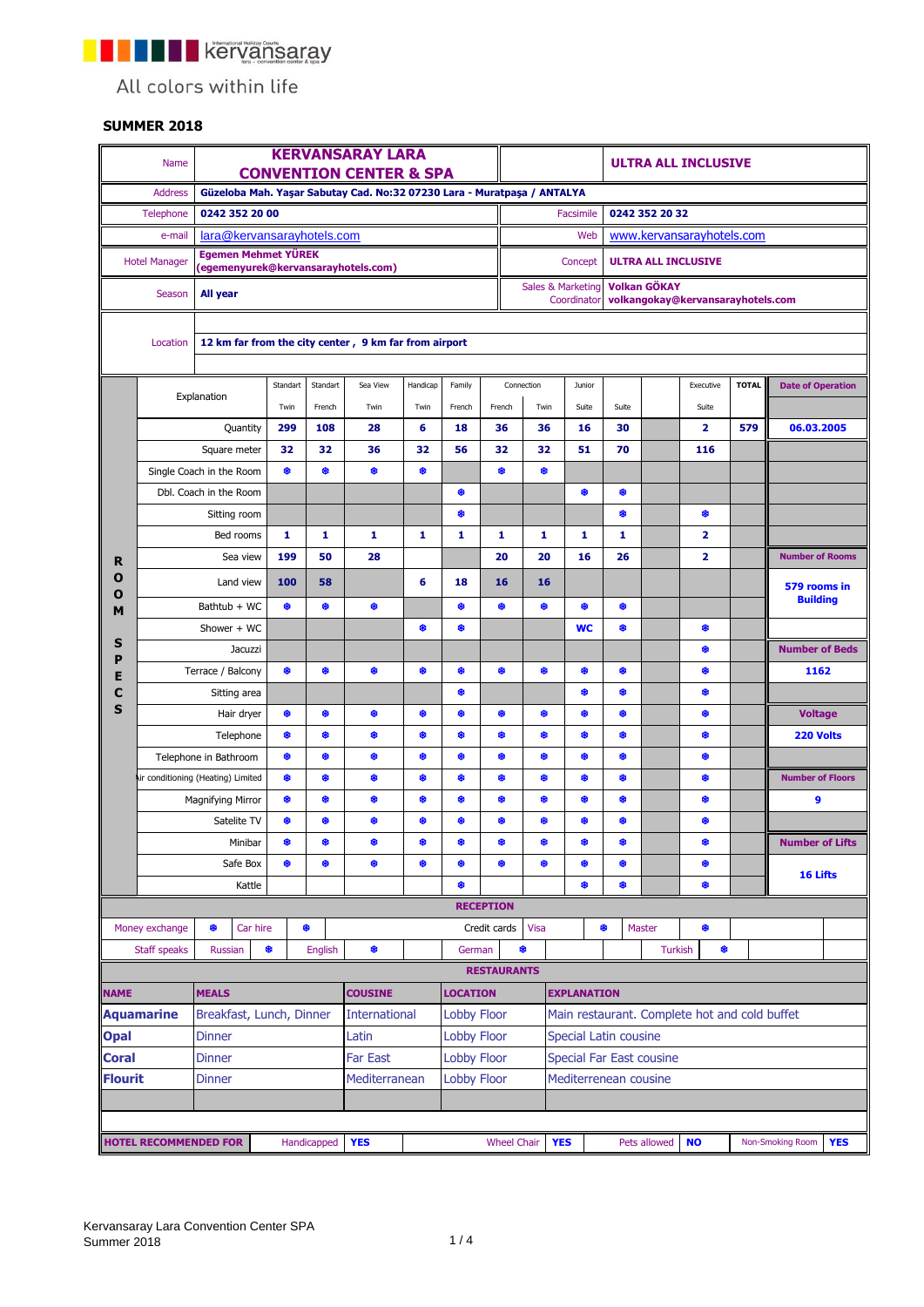kervansaray

All colors within life

**SUMMER 2018**

| Name | **KERVANSARAY LARA CONVENTION CENTER & SPA** | | **ULTRA ALL INCLUSIVE** |
|---|---|---|---|
| Address | **Güzeloba Mah. Yaşar Sabutay Cad. No:32 07230 Lara - Muratpaşa / ANTALYA** | | |
| Telephone | **0242 352 20 00** | Facsimile | **0242 352 20 32** |
| e-mail | lara@kervansarayhotels.com | Web | www.kervansarayhotels.com |
| Hotel Manager | **Egemen Mehmet YÜREK (egemenyurek@kervansarayhotels.com)** | Concept | **ULTRA ALL INCLUSIVE** |
| Season | **All year** | Sales & Marketing Coordinator | **Volkan GÖKAY volkangokay@kervansarayhotels.com** |
| Location | **12 km far from the city center , 9 km far from airport** | | |

**ROOM SPECS**

| Explanation | Standart Twin | Standart French | Sea View Twin | Handicap Twin | Family French | Connection French | Connection Twin | Junior Suite | Suite | | Executive Suite | TOTAL | Date of Operation |
|---|---|---|---|---|---|---|---|---|---|---|---|---|---|
| Quantity | **299** | **108** | **28** | **6** | **18** | **36** | **36** | **16** | **30** | | **2** | **579** | **06.03.2005** |
| Square meter | **32** | **32** | **36** | **32** | **56** | **32** | **32** | **51** | **70** | | **116** | | |
| Single Coach in the Room | ❄ | ❄ | ❄ | ❄ | | ❄ | ❄ | | | | | | |
| Dbl. Coach in the Room | | | | | ❄ | | | ❄ | ❄ | | | | |
| Sitting room | | | | | ❄ | | | | ❄ | | ❄ | | |
| Bed rooms | **1** | **1** | **1** | **1** | **1** | **1** | **1** | **1** | **1** | | **2** | | |
| Sea view | **199** | **50** | **28** | | | **20** | **20** | **16** | **26** | | **2** | | **Number of Rooms** |
| Land view | **100** | **58** | | **6** | **18** | **16** | **16** | | | | | | **579 rooms in Building** |
| Bathtub + WC | ❄ | ❄ | ❄ | | ❄ | ❄ | ❄ | ❄ | ❄ | | | | |
| Shower + WC | | | | ❄ | ❄ | | | **WC** | ❄ | | ❄ | | |
| Jacuzzi | | | | | | | | | | | ❄ | | **Number of Beds** |
| Terrace / Balcony | ❄ | ❄ | ❄ | ❄ | ❄ | ❄ | ❄ | ❄ | ❄ | | ❄ | | **1162** |
| Sitting area | | | | | ❄ | | | ❄ | ❄ | | ❄ | | |
| Hair dryer | ❄ | ❄ | ❄ | ❄ | ❄ | ❄ | ❄ | ❄ | ❄ | | ❄ | | **Voltage** |
| Telephone | ❄ | ❄ | ❄ | ❄ | ❄ | ❄ | ❄ | ❄ | ❄ | | ❄ | | **220 Volts** |
| Telephone in Bathroom | ❄ | ❄ | ❄ | ❄ | ❄ | ❄ | ❄ | ❄ | ❄ | | ❄ | | |
| Air conditioning (Heating) Limited | ❄ | ❄ | ❄ | ❄ | ❄ | ❄ | ❄ | ❄ | ❄ | | ❄ | | **Number of Floors** |
| Magnifying Mirror | ❄ | ❄ | ❄ | ❄ | ❄ | ❄ | ❄ | ❄ | ❄ | | ❄ | | **9** |
| Satelite TV | ❄ | ❄ | ❄ | ❄ | ❄ | ❄ | ❄ | ❄ | ❄ | | ❄ | | |
| Minibar | ❄ | ❄ | ❄ | ❄ | ❄ | ❄ | ❄ | ❄ | ❄ | | ❄ | | **Number of Lifts** |
| Safe Box | ❄ | ❄ | ❄ | ❄ | ❄ | ❄ | ❄ | ❄ | ❄ | | ❄ | | **16 Lifts** |
| Kattle | | | | | ❄ | | | ❄ | ❄ | | ❄ | | |

**RECEPTION**

| Money exchange | ❄ | Car hire | ❄ | Credit cards | Visa | ❄ | Master | ❄ |
|---|---|---|---|---|---|---|---|---|
| Staff speaks | Russian ❄ | English ❄ | | German ❄ | | | Turkish ❄ | |

**RESTAURANTS**

| NAME | MEALS | COUSINE | LOCATION | EXPLANATION |
|---|---|---|---|---|
| **Aquamarine** | Breakfast, Lunch, Dinner | International | Lobby Floor | Main restaurant. Complete hot and cold buffet |
| **Opal** | Dinner | Latin | Lobby Floor | Special Latin cousine |
| **Coral** | Dinner | Far East | Lobby Floor | Special Far East cousine |
| **Flourit** | Dinner | Mediterranean | Lobby Floor | Mediterrenean cousine |

| **HOTEL RECOMMENDED FOR** | Handicapped | **YES** | Wheel Chair | **YES** | Pets allowed | **NO** | Non-Smoking Room | **YES** |
|---|---|---|---|---|---|---|---|---|

Kervansaray Lara Convention Center SPA
Summer 2018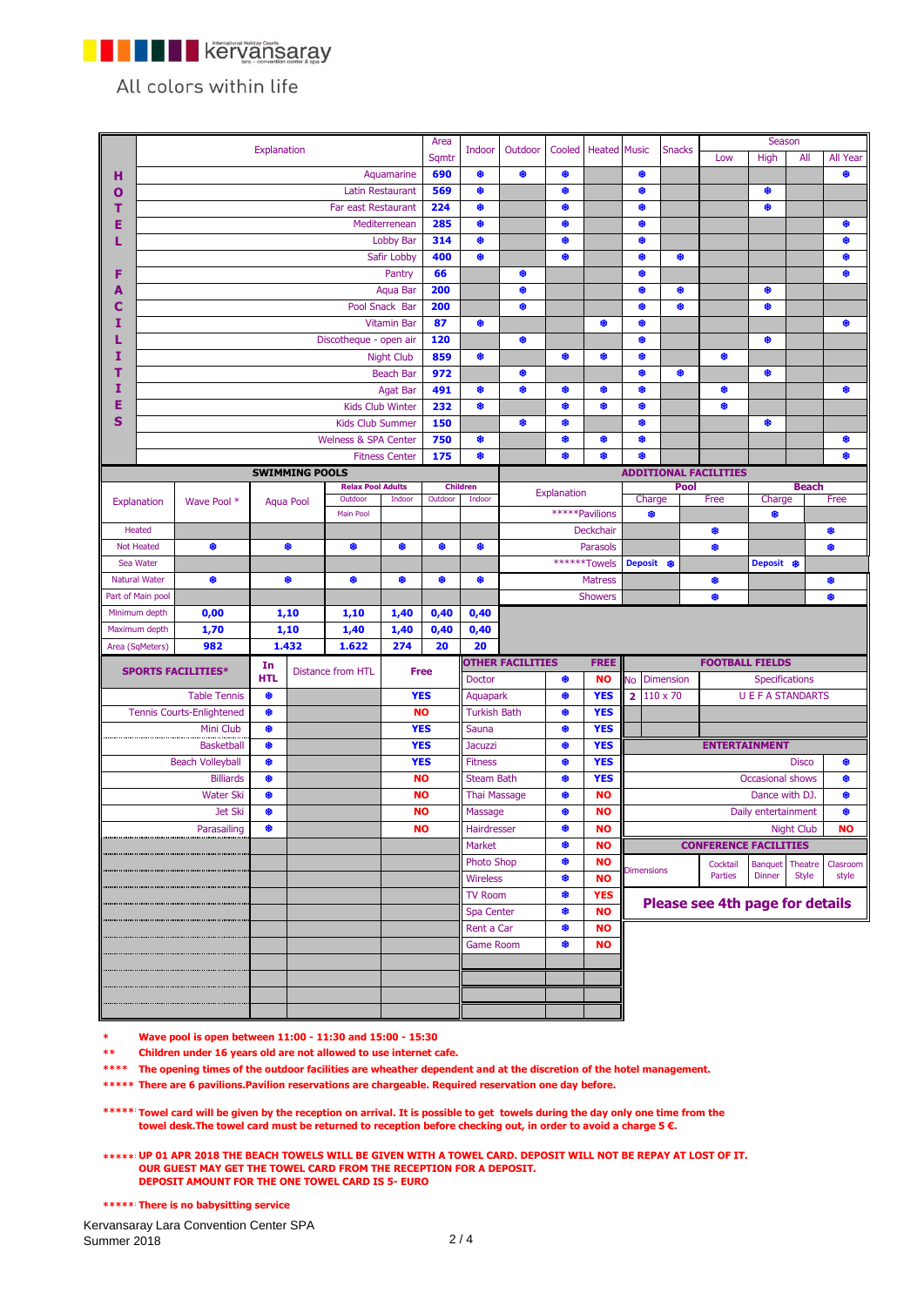kervansaray

All colors within life

## HOTEL FACILITIES

| Explanation | Area Sqmtr | Indoor | Outdoor | Cooled | Heated | Music | Snacks | Season Low | Season High | Season All | All Year |
|---|---|---|---|---|---|---|---|---|---|---|---|
| Aquamarine | 690 | ❅ | ❅ | ❅ | | ❅ | | | | | ❅ |
| Latin Restaurant | 569 | ❅ | | ❅ | | ❅ | | | ❅ | | |
| Far east Restaurant | 224 | ❅ | | ❅ | | ❅ | | | ❅ | | |
| Mediterrenean | 285 | ❅ | | ❅ | | ❅ | | | | | ❅ |
| Lobby Bar | 314 | ❅ | | ❅ | | ❅ | | | | | ❅ |
| Safir Lobby | 400 | ❅ | | ❅ | | ❅ | ❅ | | | | ❅ |
| Pantry | 66 | | ❅ | | | ❅ | | | | | ❅ |
| Aqua Bar | 200 | | ❅ | | | ❅ | ❅ | | ❅ | | |
| Pool Snack Bar | 200 | | ❅ | | | ❅ | ❅ | | ❅ | | |
| Vitamin Bar | 87 | ❅ | | | ❅ | ❅ | | | | | ❅ |
| Discotheque - open air | 120 | | ❅ | | | ❅ | | | ❅ | | |
| Night Club | 859 | ❅ | | ❅ | ❅ | ❅ | | ❅ | | | |
| Beach Bar | 972 | | ❅ | | | ❅ | ❅ | | ❅ | | |
| Agat Bar | 491 | ❅ | ❅ | ❅ | ❅ | ❅ | | ❅ | | | ❅ |
| Kids Club Winter | 232 | ❅ | | ❅ | ❅ | ❅ | | ❅ | | | |
| Kids Club Summer | 150 | | ❅ | ❅ | | ❅ | | | ❅ | | |
| Welness & SPA Center | 750 | ❅ | | ❅ | ❅ | ❅ | | | | | ❅ |
| Fitness Center | 175 | ❅ | | ❅ | ❅ | ❅ | | | | | ❅ |

## SWIMMING POOLS

| Explanation | Wave Pool * | Aqua Pool | Relax Pool Adults Outdoor (Main Pool) | Relax Pool Adults Indoor | Children Outdoor | Children Indoor |
|---|---|---|---|---|---|---|
| Heated | | | | | | |
| Not Heated | ❅ | ❅ | ❅ | ❅ | ❅ | ❅ |
| Sea Water | | | | | | |
| Natural Water | ❅ | ❅ | ❅ | ❅ | ❅ | ❅ |
| Part of Main pool | | | | | | |
| Minimum depth | 0,00 | 1,10 | 1,10 | 1,40 | 0,40 | 0,40 |
| Maximum depth | 1,70 | 1,10 | 1,40 | 1,40 | 0,40 | 0,40 |
| Area (SqMeters) | 982 | 1.432 | 1.622 | 274 | 20 | 20 |

## ADDITIONAL FACILITIES

| Explanation | Pool Charge | Pool Free | Beach Charge | Beach Free |
|---|---|---|---|---|
| *****Pavilions | ❅ | | ❅ | |
| Deckchair | | ❅ | | ❅ |
| Parasols | | ❅ | | ❅ |
| ******Towels | Deposit ❅ | | Deposit ❅ | |
| Matress | | ❅ | | ❅ |
| Showers | | ❅ | | ❅ |

## SPORTS FACILITIES*

| Sports Facilities | In HTL | Distance from HTL | Free |
|---|---|---|---|
| Table Tennis | ❅ | | YES |
| Tennis Courts-Enlightened | ❅ | | NO |
| Mini Club | ❅ | | YES |
| Basketball | ❅ | | YES |
| Beach Volleyball | ❅ | | YES |
| Billiards | ❅ | | NO |
| Water Ski | ❅ | | NO |
| Jet Ski | ❅ | | NO |
| Parasailing | ❅ | | NO |

## OTHER FACILITIES

| Other Facilities | | FREE |
|---|---|---|
| Doctor | ❅ | NO |
| Aquapark | ❅ | YES |
| Turkish Bath | ❅ | YES |
| Sauna | ❅ | YES |
| Jacuzzi | ❅ | YES |
| Fitness | ❅ | YES |
| Steam Bath | ❅ | YES |
| Thai Massage | ❅ | NO |
| Massage | ❅ | NO |
| Hairdresser | ❅ | NO |
| Market | ❅ | NO |
| Photo Shop | ❅ | NO |
| Wireless | ❅ | NO |
| TV Room | ❅ | YES |
| Spa Center | ❅ | NO |
| Rent a Car | ❅ | NO |
| Game Room | ❅ | NO |

## FOOTBALL FIELDS

| No | Dimension | Specifications |
|---|---|---|
| 2 | 110 x 70 | U E F A STANDARTS |

## ENTERTAINMENT

| Entertainment | |
|---|---|
| Disco | ❅ |
| Occasional shows | ❅ |
| Dance with DJ. | ❅ |
| Daily entertainment | ❅ |
| Night Club | NO |

## CONFERENCE FACILITIES

| Dimensions | Cocktail Parties | Banquet Dinner | Theatre Style | Clasroom style |
|---|---|---|---|---|

**Please see 4th page for details**

\* Wave pool is open between 11:00 - 11:30 and 15:00 - 15:30

\*\* Children under 16 years old are not allowed to use internet cafe.

\*\*\*\* The opening times of the outdoor facilities are wheather dependent and at the discretion of the hotel management.

\*\*\*\*\* There are 6 pavilions.Pavilion reservations are chargeable. Required reservation one day before.

\*\*\*\*\* Towel card will be given by the reception on arrival. It is possible to get towels during the day only one time from the towel desk.The towel card must be returned to reception before checking out, in order to avoid a charge 5 €.

\*\*\*\*\* UP 01 APR 2018 THE BEACH TOWELS WILL BE GIVEN WITH A TOWEL CARD. DEPOSIT WILL NOT BE REPAY AT LOST OF IT. OUR GUEST MAY GET THE TOWEL CARD FROM THE RECEPTION FOR A DEPOSIT. DEPOSIT AMOUNT FOR THE ONE TOWEL CARD IS 5- EURO

\*\*\*\*\* There is no babysitting service

Kervansaray Lara Convention Center SPA
Summer 2018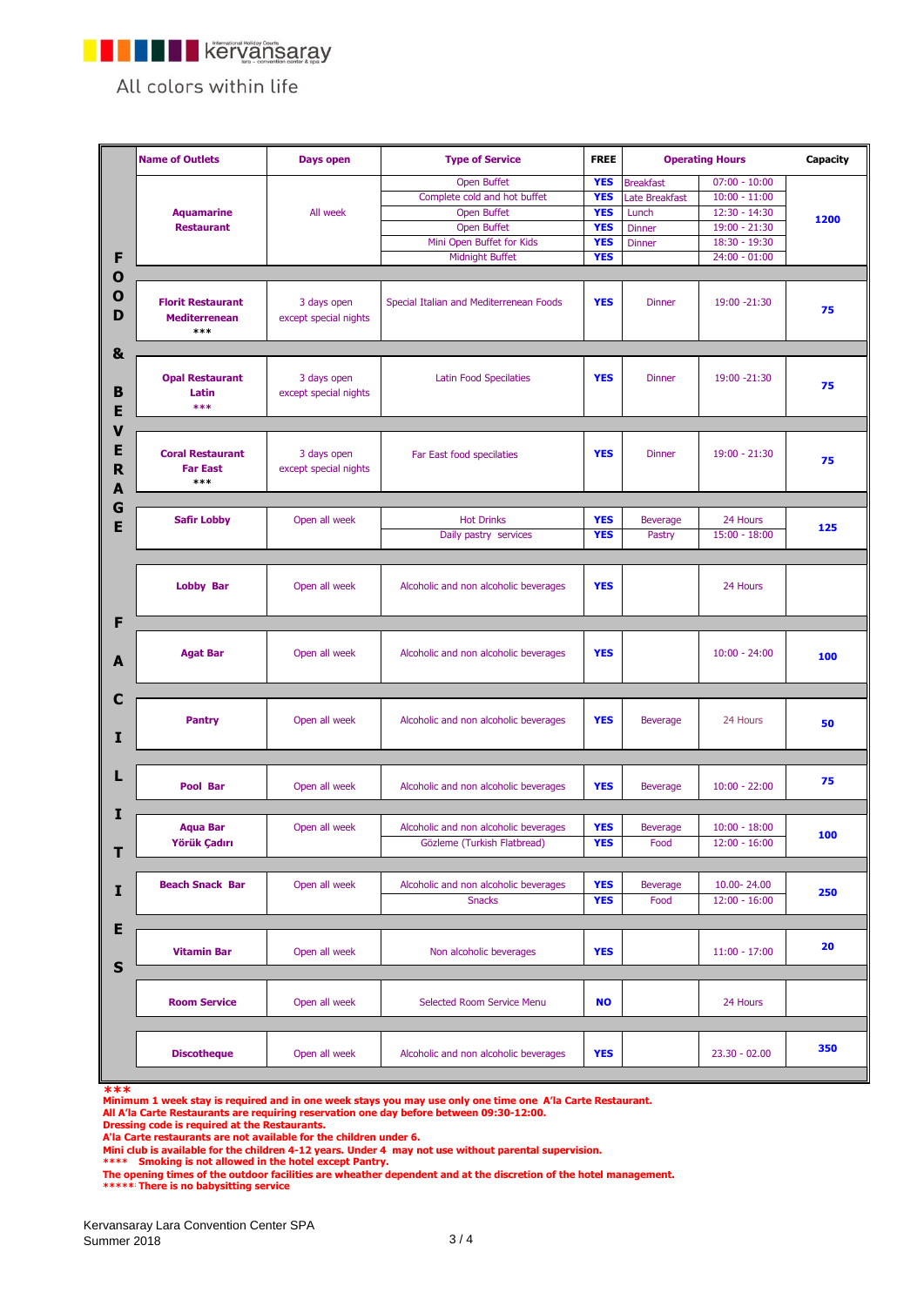kervansaray

All colors within life

| | Name of Outlets | Days open | Type of Service | FREE | Operating Hours | | Capacity |
|---|---|---|---|---|---|---|---|
| FOOD & BEVERAGE | Aquamarine Restaurant | All week | Open Buffet | YES | Breakfast | 07:00 - 10:00 | 1200 |
| | | | Complete cold and hot buffet | YES | Late Breakfast | 10:00 - 11:00 | |
| | | | Open Buffet | YES | Lunch | 12:30 - 14:30 | |
| | | | Open Buffet | YES | Dinner | 19:00 - 21:30 | |
| | | | Mini Open Buffet for Kids | YES | Dinner | 18:30 - 19:30 | |
| | | | Midnight Buffet | YES | | 24:00 - 01:00 | |
| | Florit Restaurant Mediterrenean *** | 3 days open except special nights | Special Italian and Mediterrenean Foods | YES | Dinner | 19:00 -21:30 | 75 |
| | Opal Restaurant Latin *** | 3 days open except special nights | Latin Food Specilaties | YES | Dinner | 19:00 -21:30 | 75 |
| | Coral Restaurant Far East *** | 3 days open except special nights | Far East food specilaties | YES | Dinner | 19:00 - 21:30 | 75 |
| | Safir Lobby | Open all week | Hot Drinks | YES | Beverage | 24 Hours | 125 |
| | | | Daily pastry services | YES | Pastry | 15:00 - 18:00 | |
| FACILITIES | Lobby Bar | Open all week | Alcoholic and non alcoholic beverages | YES | | 24 Hours | |
| | Agat Bar | Open all week | Alcoholic and non alcoholic beverages | YES | | 10:00 - 24:00 | 100 |
| | Pantry | Open all week | Alcoholic and non alcoholic beverages | YES | Beverage | 24 Hours | 50 |
| | Pool Bar | Open all week | Alcoholic and non alcoholic beverages | YES | Beverage | 10:00 - 22:00 | 75 |
| | Aqua Bar Yörük Çadırı | Open all week | Alcoholic and non alcoholic beverages | YES | Beverage | 10:00 - 18:00 | 100 |
| | | | Gözleme (Turkish Flatbread) | YES | Food | 12:00 - 16:00 | |
| | Beach Snack Bar | Open all week | Alcoholic and non alcoholic beverages | YES | Beverage | 10.00- 24.00 | 250 |
| | | | Snacks | YES | Food | 12:00 - 16:00 | |
| | Vitamin Bar | Open all week | Non alcoholic beverages | YES | | 11:00 - 17:00 | 20 |
| | Room Service | Open all week | Selected Room Service Menu | NO | | 24 Hours | |
| | Discotheque | Open all week | Alcoholic and non alcoholic beverages | YES | | 23.30 - 02.00 | 350 |

***
Minimum 1 week stay is required and in one week stays you may use only one time one A'la Carte Restaurant.
All A'la Carte Restaurants are requiring reservation one day before between 09:30-12:00.
Dressing code is required at the Restaurants.
A'la Carte restaurants are not available for the children under 6.
Mini club is available for the children 4-12 years. Under 4 may not use without parental supervision.
**** Smoking is not allowed in the hotel except Pantry.
The opening times of the outdoor facilities are wheather dependent and at the discretion of the hotel management.
***** There is no babysitting service

Kervansaray Lara Convention Center SPA
Summer 2018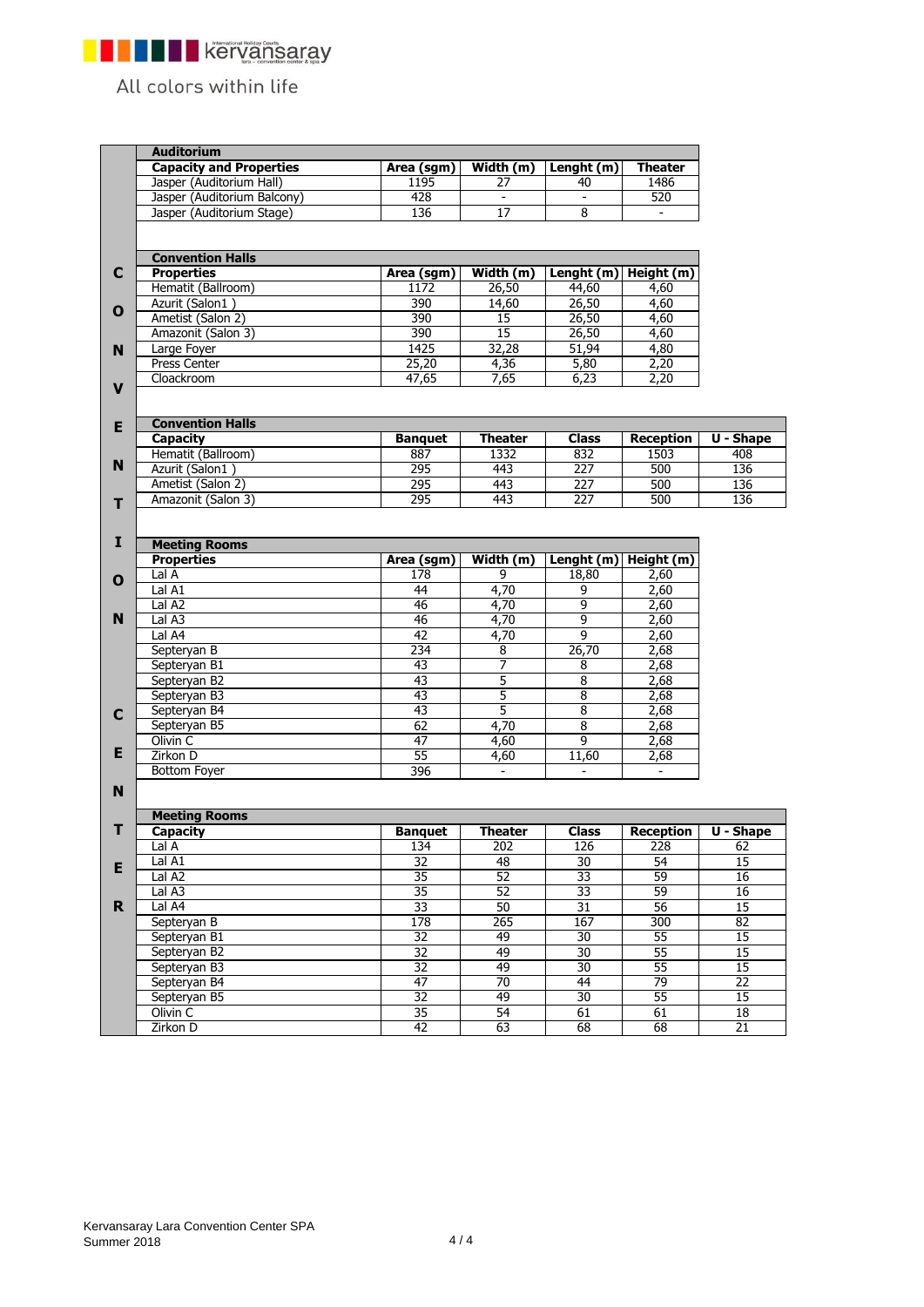kervansaray

All colors within life

CONVENTION CENTER

| Auditorium | | | | |
|---|---|---|---|---|
| **Capacity and Properties** | **Area (sgm)** | **Width (m)** | **Lenght (m)** | **Theater** |
| Jasper (Auditorium Hall) | 1195 | 27 | 40 | 1486 |
| Jasper (Auditorium Balcony) | 428 | - | - | 520 |
| Jasper (Auditorium Stage) | 136 | 17 | 8 | - |

| Convention Halls | | | | |
|---|---|---|---|---|
| **Properties** | **Area (sgm)** | **Width (m)** | **Lenght (m)** | **Height (m)** |
| Hematit (Ballroom) | 1172 | 26,50 | 44,60 | 4,60 |
| Azurit (Salon1 ) | 390 | 14,60 | 26,50 | 4,60 |
| Ametist (Salon 2) | 390 | 15 | 26,50 | 4,60 |
| Amazonit (Salon 3) | 390 | 15 | 26,50 | 4,60 |
| Large Foyer | 1425 | 32,28 | 51,94 | 4,80 |
| Press Center | 25,20 | 4,36 | 5,80 | 2,20 |
| Cloackroom | 47,65 | 7,65 | 6,23 | 2,20 |

| Convention Halls | | | | | |
|---|---|---|---|---|---|
| **Capacity** | **Banquet** | **Theater** | **Class** | **Reception** | **U - Shape** |
| Hematit (Ballroom) | 887 | 1332 | 832 | 1503 | 408 |
| Azurit (Salon1 ) | 295 | 443 | 227 | 500 | 136 |
| Ametist (Salon 2) | 295 | 443 | 227 | 500 | 136 |
| Amazonit (Salon 3) | 295 | 443 | 227 | 500 | 136 |

| Meeting Rooms | | | | |
|---|---|---|---|---|
| **Properties** | **Area (sgm)** | **Width (m)** | **Lenght (m)** | **Height (m)** |
| Lal A | 178 | 9 | 18,80 | 2,60 |
| Lal A1 | 44 | 4,70 | 9 | 2,60 |
| Lal A2 | 46 | 4,70 | 9 | 2,60 |
| Lal A3 | 46 | 4,70 | 9 | 2,60 |
| Lal A4 | 42 | 4,70 | 9 | 2,60 |
| Septeryan B | 234 | 8 | 26,70 | 2,68 |
| Septeryan B1 | 43 | 7 | 8 | 2,68 |
| Septeryan B2 | 43 | 5 | 8 | 2,68 |
| Septeryan B3 | 43 | 5 | 8 | 2,68 |
| Septeryan B4 | 43 | 5 | 8 | 2,68 |
| Septeryan B5 | 62 | 4,70 | 8 | 2,68 |
| Olivin C | 47 | 4,60 | 9 | 2,68 |
| Zirkon D | 55 | 4,60 | 11,60 | 2,68 |
| Bottom Foyer | 396 | - | - | - |

| Meeting Rooms | | | | | |
|---|---|---|---|---|---|
| **Capacity** | **Banquet** | **Theater** | **Class** | **Reception** | **U - Shape** |
| Lal A | 134 | 202 | 126 | 228 | 62 |
| Lal A1 | 32 | 48 | 30 | 54 | 15 |
| Lal A2 | 35 | 52 | 33 | 59 | 16 |
| Lal A3 | 35 | 52 | 33 | 59 | 16 |
| Lal A4 | 33 | 50 | 31 | 56 | 15 |
| Septeryan B | 178 | 265 | 167 | 300 | 82 |
| Septeryan B1 | 32 | 49 | 30 | 55 | 15 |
| Septeryan B2 | 32 | 49 | 30 | 55 | 15 |
| Septeryan B3 | 32 | 49 | 30 | 55 | 15 |
| Septeryan B4 | 47 | 70 | 44 | 79 | 22 |
| Septeryan B5 | 32 | 49 | 30 | 55 | 15 |
| Olivin C | 35 | 54 | 61 | 61 | 18 |
| Zirkon D | 42 | 63 | 68 | 68 | 21 |

Kervansaray Lara Convention Center SPA
Summer 2018